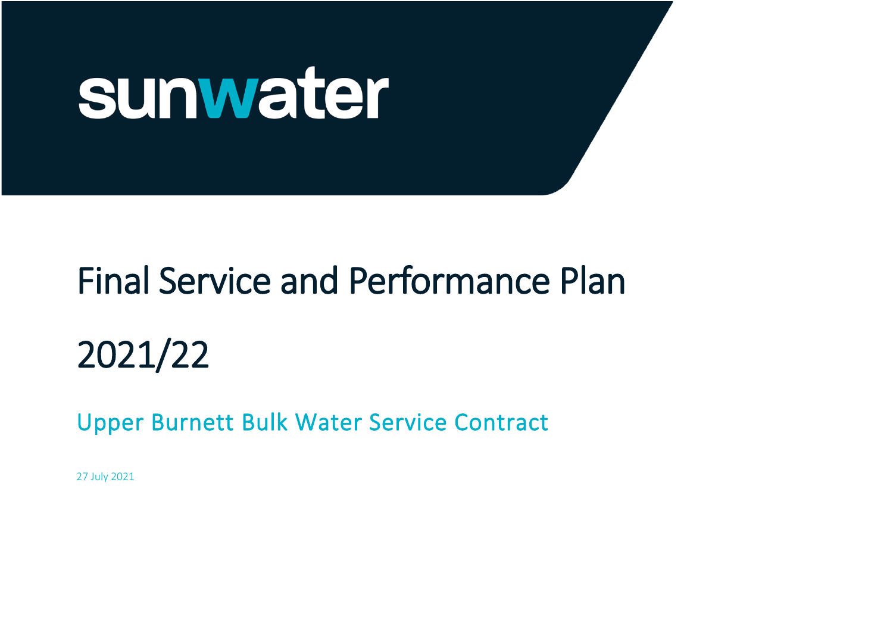sunwater

# Final Service and Performance Plan

# 2021/22

## Upper Burnett Bulk Water Service Contract

27 July 2021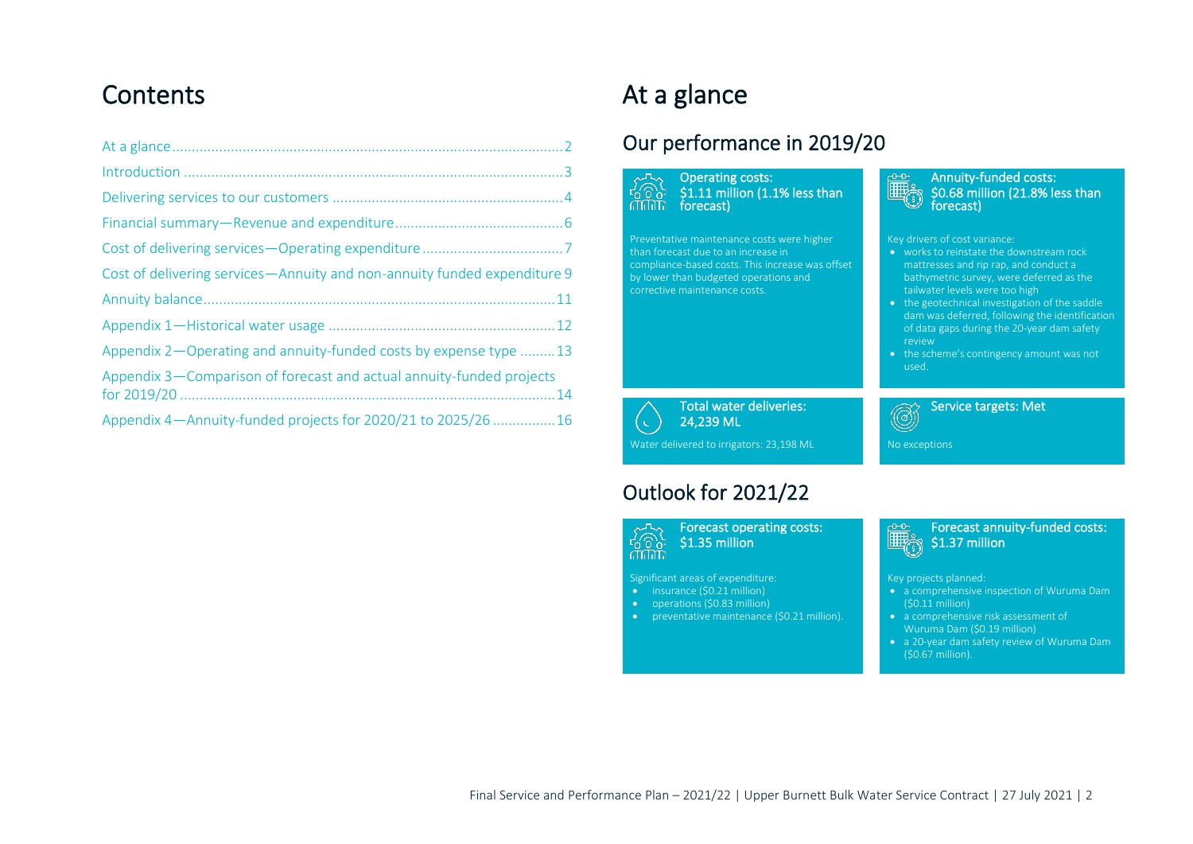# Contents

- At a glance ... 2
- Introduction ... 3
- Delivering services to our customers ... 4
- Financial summary—Revenue and expenditure ... 6
- Cost of delivering services—Operating expenditure ... 7
- Cost of delivering services—Annuity and non-annuity funded expenditure 9
- Annuity balance ... 11
- Appendix 1—Historical water usage ... 12
- Appendix 2—Operating and annuity-funded costs by expense type ... 13
- Appendix 3—Comparison of forecast and actual annuity-funded projects for 2019/20 ... 14
- Appendix 4—Annuity-funded projects for 2020/21 to 2025/26 ... 16

# At a glance

## Our performance in 2019/20

**Operating costs: $1.11 million (1.1% less than forecast)**

Preventative maintenance costs were higher than forecast due to an increase in compliance-based costs. This increase was offset by lower than budgeted operations and corrective maintenance costs.

**Annuity-funded costs: $0.68 million (21.8% less than forecast)**

Key drivers of cost variance:

- works to reinstate the downstream rock mattresses and rip rap, and conduct a bathymetric survey, were deferred as the tailwater levels were too high
- the geotechnical investigation of the saddle dam was deferred, following the identification of data gaps during the 20-year dam safety review
- the scheme's contingency amount was not used.

**Total water deliveries: 24,239 ML**

Water delivered to irrigators: 23,198 ML

**Service targets: Met**

No exceptions

## Outlook for 2021/22

**Forecast operating costs: $1.35 million**

Significant areas of expenditure:

- insurance ($0.21 million)
- operations ($0.83 million)
- preventative maintenance ($0.21 million).

**Forecast annuity-funded costs: $1.37 million**

Key projects planned:

- a comprehensive inspection of Wuruma Dam ($0.11 million)
- a comprehensive risk assessment of Wuruma Dam ($0.19 million)
- a 20-year dam safety review of Wuruma Dam ($0.67 million).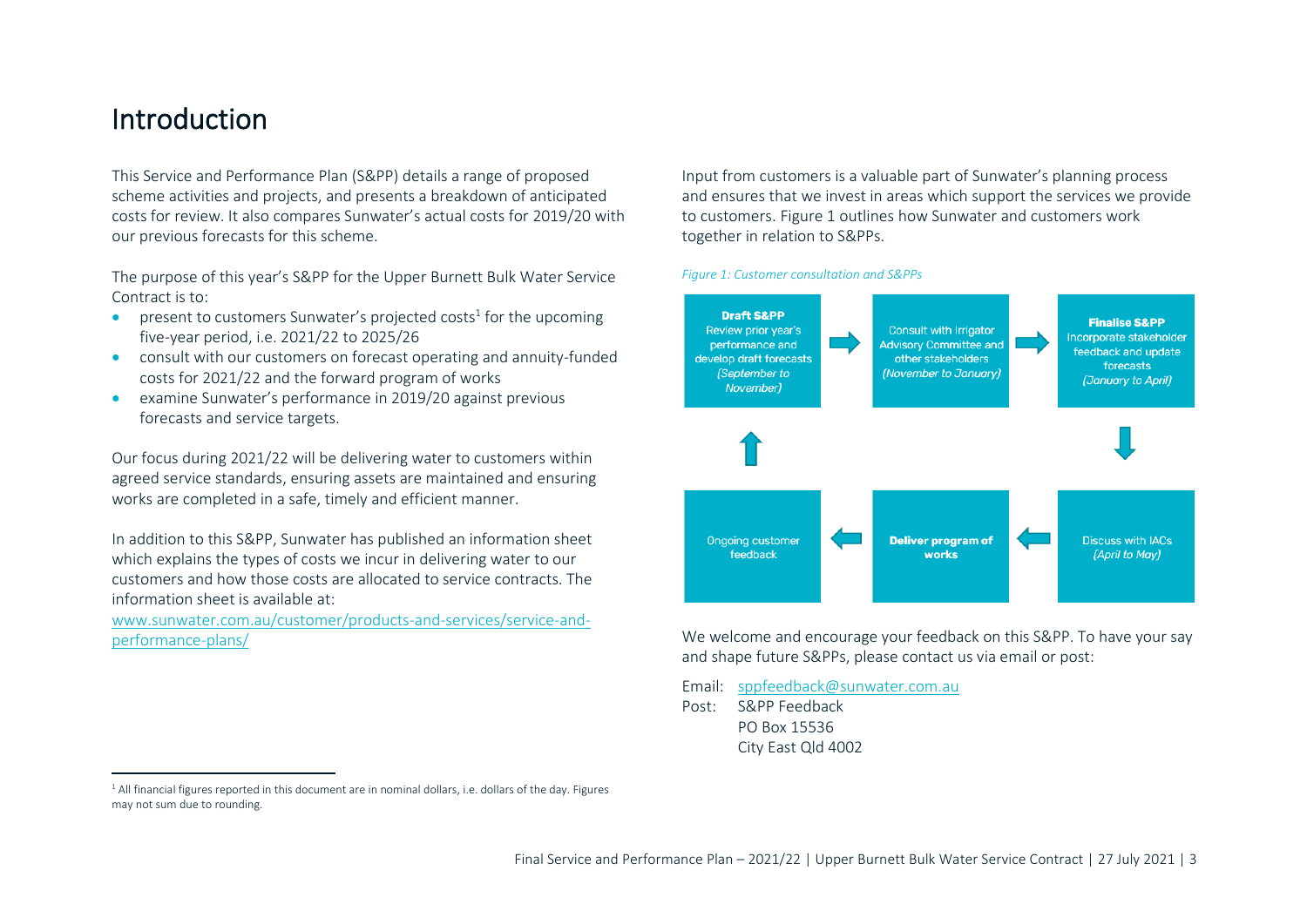# Introduction

This Service and Performance Plan (S&PP) details a range of proposed scheme activities and projects, and presents a breakdown of anticipated costs for review. It also compares Sunwater's actual costs for 2019/20 with our previous forecasts for this scheme.

The purpose of this year's S&PP for the Upper Burnett Bulk Water Service Contract is to:

- present to customers Sunwater's projected costs[1] for the upcoming five-year period, i.e. 2021/22 to 2025/26
- consult with our customers on forecast operating and annuity-funded costs for 2021/22 and the forward program of works
- examine Sunwater's performance in 2019/20 against previous forecasts and service targets.

Our focus during 2021/22 will be delivering water to customers within agreed service standards, ensuring assets are maintained and ensuring works are completed in a safe, timely and efficient manner.

In addition to this S&PP, Sunwater has published an information sheet which explains the types of costs we incur in delivering water to our customers and how those costs are allocated to service contracts. The information sheet is available at: [www.sunwater.com.au/customer/products-and-services/service-and-performance-plans/](www.sunwater.com.au/customer/products-and-services/service-and-performance-plans/)

Input from customers is a valuable part of Sunwater's planning process and ensures that we invest in areas which support the services we provide to customers. Figure 1 outlines how Sunwater and customers work together in relation to S&PPs.

*Figure 1: Customer consultation and S&PPs*

**Draft S&PP** Review prior year's performance and develop draft forecasts *(September to November)* → Consult with Irrigator Advisory Committee and other stakeholders *(November to January)* → **Finalise S&PP** Incorporate stakeholder feedback and update forecasts *(January to April)* → Discuss with IACs *(April to May)* → **Deliver program of works** → Ongoing customer feedback → **Draft S&PP**

We welcome and encourage your feedback on this S&PP. To have your say and shape future S&PPs, please contact us via email or post:

Email: [sppfeedback@sunwater.com.au](mailto:sppfeedback@sunwater.com.au)
Post: S&PP Feedback
PO Box 15536
City East Qld 4002

[1] All financial figures reported in this document are in nominal dollars, i.e. dollars of the day. Figures may not sum due to rounding.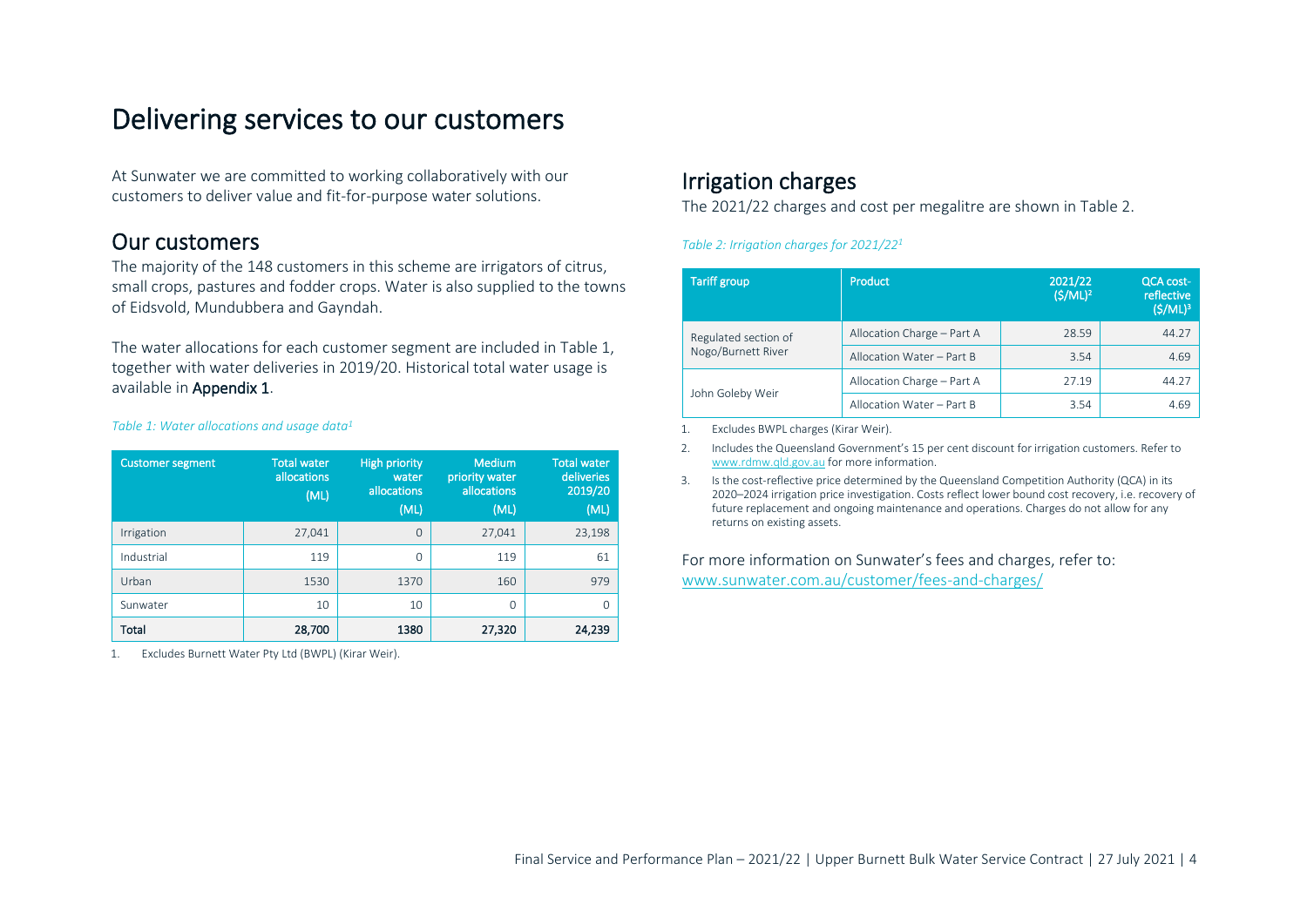# Delivering services to our customers

At Sunwater we are committed to working collaboratively with our customers to deliver value and fit-for-purpose water solutions.

## Our customers

The majority of the 148 customers in this scheme are irrigators of citrus, small crops, pastures and fodder crops. Water is also supplied to the towns of Eidsvold, Mundubbera and Gayndah.

The water allocations for each customer segment are included in Table 1, together with water deliveries in 2019/20. Historical total water usage is available in **Appendix 1**.

*Table 1: Water allocations and usage data[1]*

| Customer segment | Total water allocations (ML) | High priority water allocations (ML) | Medium priority water allocations (ML) | Total water deliveries 2019/20 (ML) |
|---|---|---|---|---|
| Irrigation | 27,041 | 0 | 27,041 | 23,198 |
| Industrial | 119 | 0 | 119 | 61 |
| Urban | 1530 | 1370 | 160 | 979 |
| Sunwater | 10 | 10 | 0 | 0 |
| **Total** | **28,700** | **1380** | **27,320** | **24,239** |

1. Excludes Burnett Water Pty Ltd (BWPL) (Kirar Weir).

## Irrigation charges

The 2021/22 charges and cost per megalitre are shown in Table 2.

*Table 2: Irrigation charges for 2021/22[1]*

| Tariff group | Product | 2021/22 ($/ML)[2] | QCA cost-reflective ($/ML)[3] |
|---|---|---|---|
| Regulated section of Nogo/Burnett River | Allocation Charge – Part A | 28.59 | 44.27 |
| | Allocation Water – Part B | 3.54 | 4.69 |
| John Goleby Weir | Allocation Charge – Part A | 27.19 | 44.27 |
| | Allocation Water – Part B | 3.54 | 4.69 |

1. Excludes BWPL charges (Kirar Weir).
2. Includes the Queensland Government's 15 per cent discount for irrigation customers. Refer to www.rdmw.qld.gov.au for more information.
3. Is the cost-reflective price determined by the Queensland Competition Authority (QCA) in its 2020–2024 irrigation price investigation. Costs reflect lower bound cost recovery, i.e. recovery of future replacement and ongoing maintenance and operations. Charges do not allow for any returns on existing assets.

For more information on Sunwater's fees and charges, refer to: www.sunwater.com.au/customer/fees-and-charges/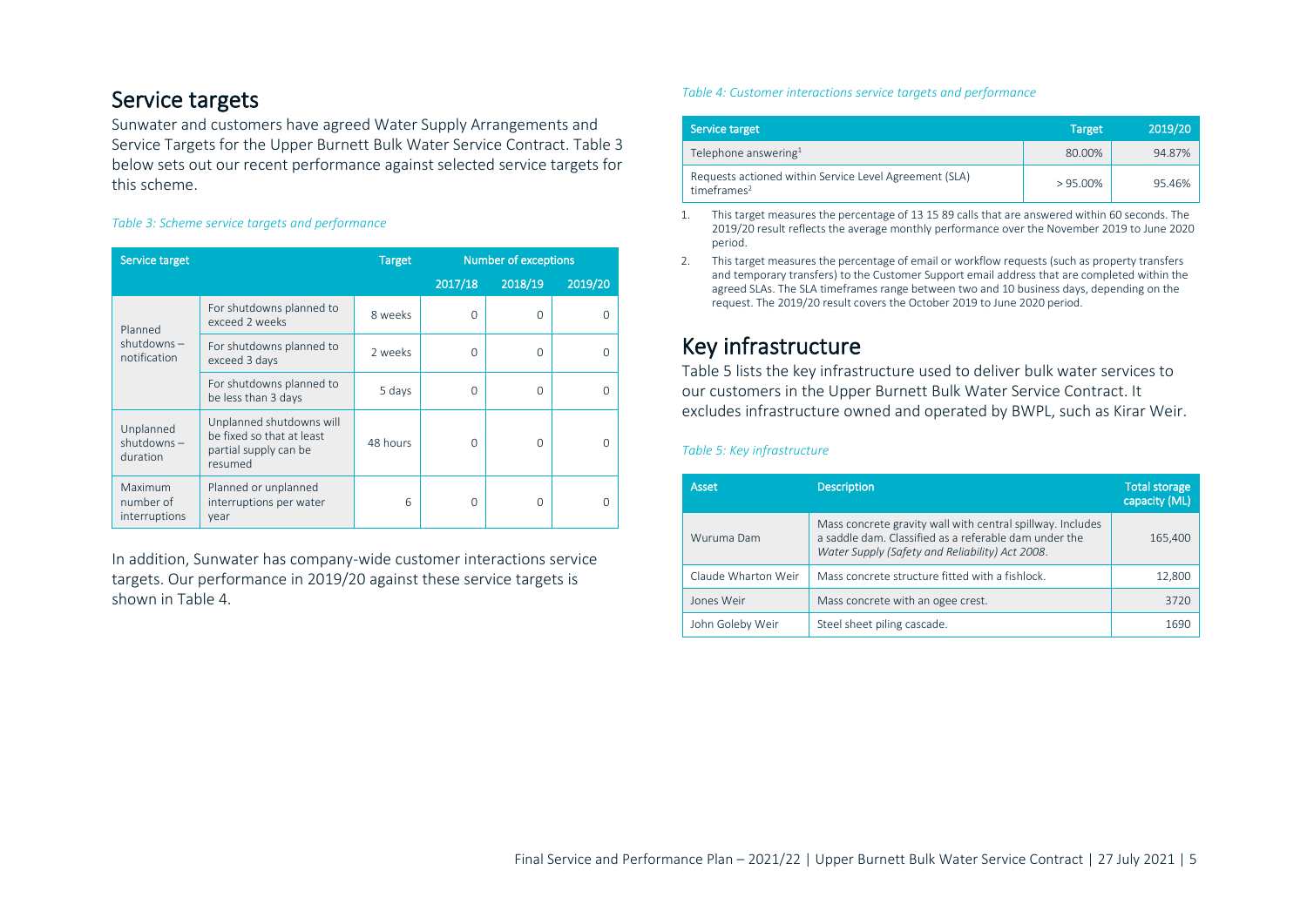## Service targets

Sunwater and customers have agreed Water Supply Arrangements and Service Targets for the Upper Burnett Bulk Water Service Contract. Table 3 below sets out our recent performance against selected service targets for this scheme.

*Table 3: Scheme service targets and performance*

| Service target | | Target | Number of exceptions | | |
|---|---|---|---|---|---|
| | | | 2017/18 | 2018/19 | 2019/20 |
| Planned shutdowns – notification | For shutdowns planned to exceed 2 weeks | 8 weeks | 0 | 0 | 0 |
| | For shutdowns planned to exceed 3 days | 2 weeks | 0 | 0 | 0 |
| | For shutdowns planned to be less than 3 days | 5 days | 0 | 0 | 0 |
| Unplanned shutdowns – duration | Unplanned shutdowns will be fixed so that at least partial supply can be resumed | 48 hours | 0 | 0 | 0 |
| Maximum number of interruptions | Planned or unplanned interruptions per water year | 6 | 0 | 0 | 0 |

In addition, Sunwater has company-wide customer interactions service targets. Our performance in 2019/20 against these service targets is shown in Table 4.

*Table 4: Customer interactions service targets and performance*

| Service target | Target | 2019/20 |
|---|---|---|
| Telephone answering[1] | 80.00% | 94.87% |
| Requests actioned within Service Level Agreement (SLA) timeframes[2] | > 95.00% | 95.46% |

1. This target measures the percentage of 13 15 89 calls that are answered within 60 seconds. The 2019/20 result reflects the average monthly performance over the November 2019 to June 2020 period.
2. This target measures the percentage of email or workflow requests (such as property transfers and temporary transfers) to the Customer Support email address that are completed within the agreed SLAs. The SLA timeframes range between two and 10 business days, depending on the request. The 2019/20 result covers the October 2019 to June 2020 period.

## Key infrastructure

Table 5 lists the key infrastructure used to deliver bulk water services to our customers in the Upper Burnett Bulk Water Service Contract. It excludes infrastructure owned and operated by BWPL, such as Kirar Weir.

*Table 5: Key infrastructure*

| Asset | Description | Total storage capacity (ML) |
|---|---|---|
| Wuruma Dam | Mass concrete gravity wall with central spillway. Includes a saddle dam. Classified as a referable dam under the *Water Supply (Safety and Reliability) Act 2008*. | 165,400 |
| Claude Wharton Weir | Mass concrete structure fitted with a fishlock. | 12,800 |
| Jones Weir | Mass concrete with an ogee crest. | 3720 |
| John Goleby Weir | Steel sheet piling cascade. | 1690 |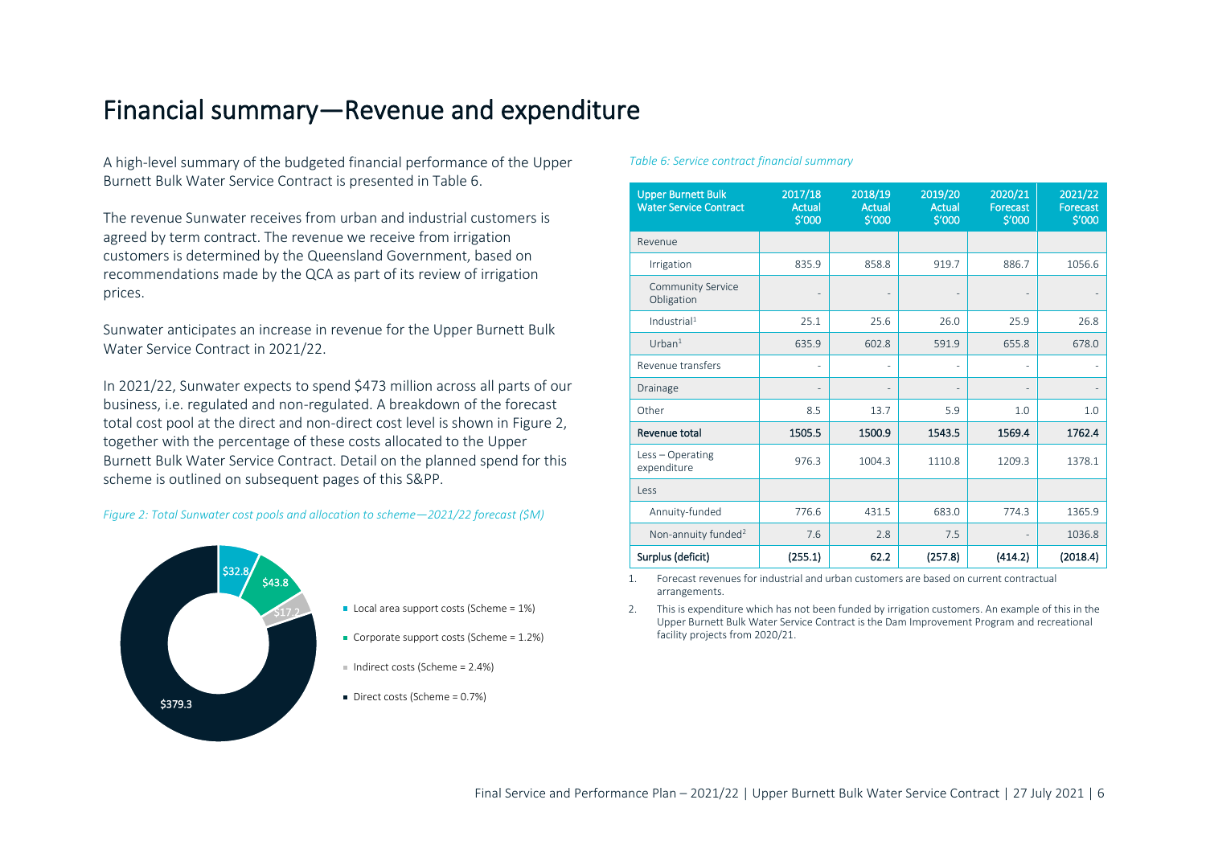# Financial summary—Revenue and expenditure

A high-level summary of the budgeted financial performance of the Upper Burnett Bulk Water Service Contract is presented in Table 6.

The revenue Sunwater receives from urban and industrial customers is agreed by term contract. The revenue we receive from irrigation customers is determined by the Queensland Government, based on recommendations made by the QCA as part of its review of irrigation prices.

Sunwater anticipates an increase in revenue for the Upper Burnett Bulk Water Service Contract in 2021/22.

In 2021/22, Sunwater expects to spend $473 million across all parts of our business, i.e. regulated and non-regulated. A breakdown of the forecast total cost pool at the direct and non-direct cost level is shown in Figure 2, together with the percentage of these costs allocated to the Upper Burnett Bulk Water Service Contract. Detail on the planned spend for this scheme is outlined on subsequent pages of this S&PP.

*Figure 2: Total Sunwater cost pools and allocation to scheme—2021/22 forecast ($M)*

- $32.8 — Local area support costs (Scheme = 1%)
- $43.8 — Corporate support costs (Scheme = 1.2%)
- $17.2 — Indirect costs (Scheme = 2.4%)
- $379.3 — Direct costs (Scheme = 0.7%)

*Table 6: Service contract financial summary*

| Upper Burnett Bulk Water Service Contract | 2017/18 Actual $'000 | 2018/19 Actual $'000 | 2019/20 Actual $'000 | 2020/21 Forecast $'000 | 2021/22 Forecast $'000 |
|---|---|---|---|---|---|
| Revenue | | | | | |
| Irrigation | 835.9 | 858.8 | 919.7 | 886.7 | 1056.6 |
| Community Service Obligation | - | - | - | - | - |
| Industrial[1] | 25.1 | 25.6 | 26.0 | 25.9 | 26.8 |
| Urban[1] | 635.9 | 602.8 | 591.9 | 655.8 | 678.0 |
| Revenue transfers | - | - | - | - | - |
| Drainage | - | - | - | - | - |
| Other | 8.5 | 13.7 | 5.9 | 1.0 | 1.0 |
| **Revenue total** | **1505.5** | **1500.9** | **1543.5** | **1569.4** | **1762.4** |
| Less – Operating expenditure | 976.3 | 1004.3 | 1110.8 | 1209.3 | 1378.1 |
| Less | | | | | |
| Annuity-funded | 776.6 | 431.5 | 683.0 | 774.3 | 1365.9 |
| Non-annuity funded[2] | 7.6 | 2.8 | 7.5 | - | 1036.8 |
| **Surplus (deficit)** | **(255.1)** | **62.2** | **(257.8)** | **(414.2)** | **(2018.4)** |

1. Forecast revenues for industrial and urban customers are based on current contractual arrangements.
2. This is expenditure which has not been funded by irrigation customers. An example of this in the Upper Burnett Bulk Water Service Contract is the Dam Improvement Program and recreational facility projects from 2020/21.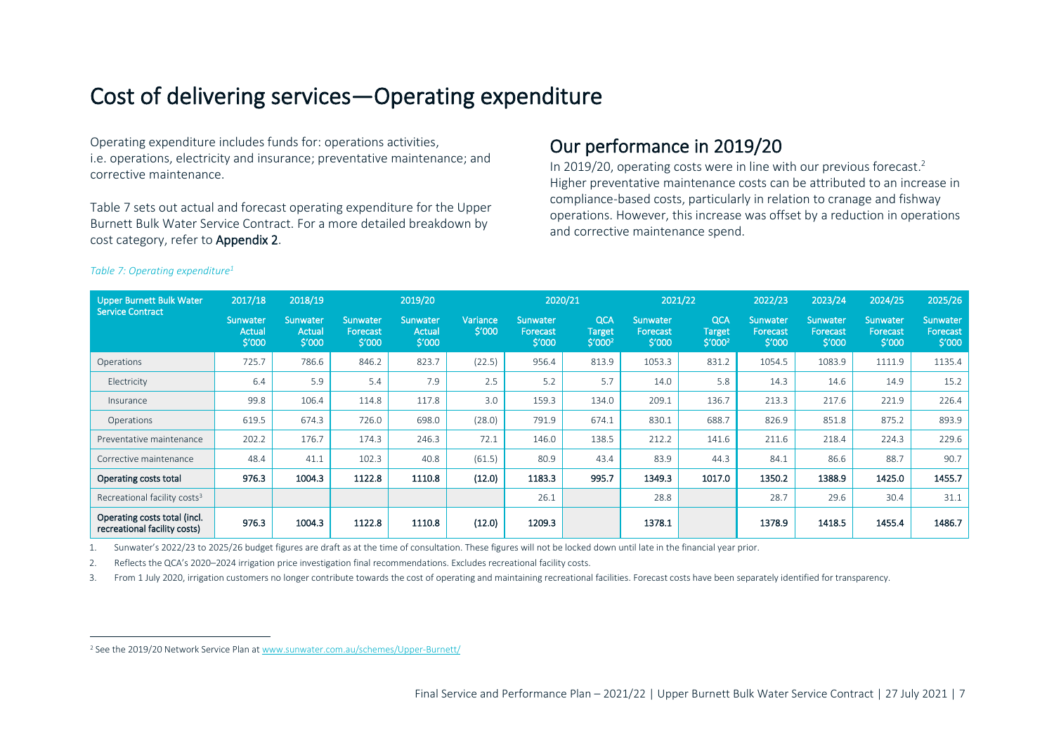# Cost of delivering services—Operating expenditure

Operating expenditure includes funds for: operations activities, i.e. operations, electricity and insurance; preventative maintenance; and corrective maintenance.

Table 7 sets out actual and forecast operating expenditure for the Upper Burnett Bulk Water Service Contract. For a more detailed breakdown by cost category, refer to **Appendix 2**.

## Our performance in 2019/20

In 2019/20, operating costs were in line with our previous forecast.[2] Higher preventative maintenance costs can be attributed to an increase in compliance-based costs, particularly in relation to cranage and fishway operations. However, this increase was offset by a reduction in operations and corrective maintenance spend.

*Table 7: Operating expenditure[1]*

| Upper Burnett Bulk Water Service Contract | 2017/18 | 2018/19 | 2019/20 | | | 2020/21 | | 2021/22 | | 2022/23 | 2023/24 | 2024/25 | 2025/26 |
|---|---|---|---|---|---|---|---|---|---|---|---|---|---|
| | Sunwater Actual $'000 | Sunwater Actual $'000 | Sunwater Forecast $'000 | Sunwater Actual $'000 | Variance $'000 | Sunwater Forecast $'000 | QCA Target $'000[2] | Sunwater Forecast $'000 | QCA Target $'000[2] | Sunwater Forecast $'000 | Sunwater Forecast $'000 | Sunwater Forecast $'000 | Sunwater Forecast $'000 |
| Operations | 725.7 | 786.6 | 846.2 | 823.7 | (22.5) | 956.4 | 813.9 | 1053.3 | 831.2 | 1054.5 | 1083.9 | 1111.9 | 1135.4 |
| Electricity | 6.4 | 5.9 | 5.4 | 7.9 | 2.5 | 5.2 | 5.7 | 14.0 | 5.8 | 14.3 | 14.6 | 14.9 | 15.2 |
| Insurance | 99.8 | 106.4 | 114.8 | 117.8 | 3.0 | 159.3 | 134.0 | 209.1 | 136.7 | 213.3 | 217.6 | 221.9 | 226.4 |
| Operations | 619.5 | 674.3 | 726.0 | 698.0 | (28.0) | 791.9 | 674.1 | 830.1 | 688.7 | 826.9 | 851.8 | 875.2 | 893.9 |
| Preventative maintenance | 202.2 | 176.7 | 174.3 | 246.3 | 72.1 | 146.0 | 138.5 | 212.2 | 141.6 | 211.6 | 218.4 | 224.3 | 229.6 |
| Corrective maintenance | 48.4 | 41.1 | 102.3 | 40.8 | (61.5) | 80.9 | 43.4 | 83.9 | 44.3 | 84.1 | 86.6 | 88.7 | 90.7 |
| **Operating costs total** | **976.3** | **1004.3** | **1122.8** | **1110.8** | **(12.0)** | **1183.3** | **995.7** | **1349.3** | **1017.0** | **1350.2** | **1388.9** | **1425.0** | **1455.7** |
| Recreational facility costs[3] | | | | | | 26.1 | | 28.8 | | 28.7 | 29.6 | 30.4 | 31.1 |
| **Operating costs total (incl. recreational facility costs)** | **976.3** | **1004.3** | **1122.8** | **1110.8** | **(12.0)** | **1209.3** | | **1378.1** | | **1378.9** | **1418.5** | **1455.4** | **1486.7** |

1. Sunwater's 2022/23 to 2025/26 budget figures are draft as at the time of consultation. These figures will not be locked down until late in the financial year prior.
2. Reflects the QCA's 2020–2024 irrigation price investigation final recommendations. Excludes recreational facility costs.
3. From 1 July 2020, irrigation customers no longer contribute towards the cost of operating and maintaining recreational facilities. Forecast costs have been separately identified for transparency.

[2] See the 2019/20 Network Service Plan at www.sunwater.com.au/schemes/Upper-Burnett/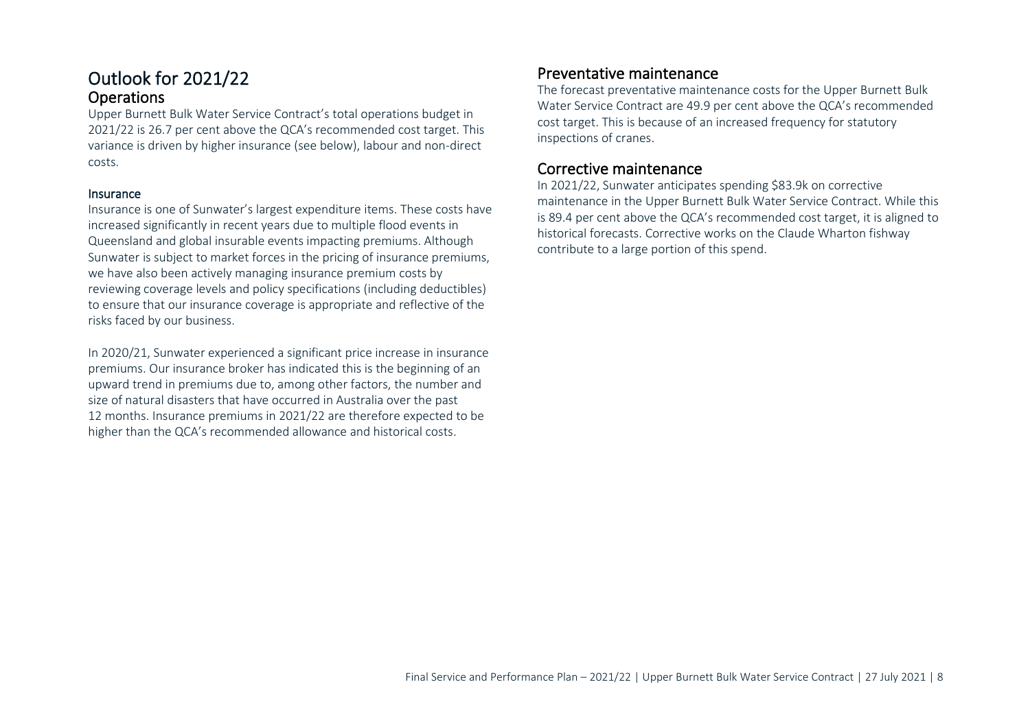# Outlook for 2021/22

## Operations

Upper Burnett Bulk Water Service Contract's total operations budget in 2021/22 is 26.7 per cent above the QCA's recommended cost target. This variance is driven by higher insurance (see below), labour and non-direct costs.

### Insurance

Insurance is one of Sunwater's largest expenditure items. These costs have increased significantly in recent years due to multiple flood events in Queensland and global insurable events impacting premiums. Although Sunwater is subject to market forces in the pricing of insurance premiums, we have also been actively managing insurance premium costs by reviewing coverage levels and policy specifications (including deductibles) to ensure that our insurance coverage is appropriate and reflective of the risks faced by our business.

In 2020/21, Sunwater experienced a significant price increase in insurance premiums. Our insurance broker has indicated this is the beginning of an upward trend in premiums due to, among other factors, the number and size of natural disasters that have occurred in Australia over the past 12 months. Insurance premiums in 2021/22 are therefore expected to be higher than the QCA's recommended allowance and historical costs.

## Preventative maintenance

The forecast preventative maintenance costs for the Upper Burnett Bulk Water Service Contract are 49.9 per cent above the QCA's recommended cost target. This is because of an increased frequency for statutory inspections of cranes.

## Corrective maintenance

In 2021/22, Sunwater anticipates spending $83.9k on corrective maintenance in the Upper Burnett Bulk Water Service Contract. While this is 89.4 per cent above the QCA's recommended cost target, it is aligned to historical forecasts. Corrective works on the Claude Wharton fishway contribute to a large portion of this spend.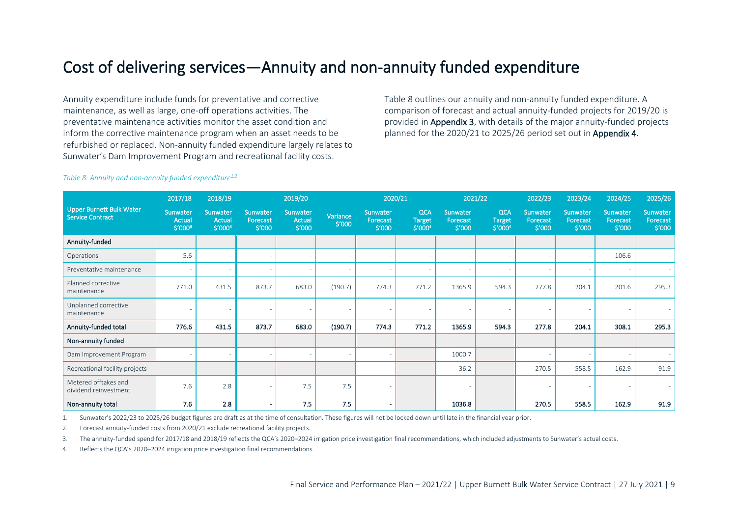# Cost of delivering services—Annuity and non-annuity funded expenditure

Annuity expenditure include funds for preventative and corrective maintenance, as well as large, one-off operations activities. The preventative maintenance activities monitor the asset condition and inform the corrective maintenance program when an asset needs to be refurbished or replaced. Non-annuity funded expenditure largely relates to Sunwater's Dam Improvement Program and recreational facility costs.

Table 8 outlines our annuity and non-annuity funded expenditure. A comparison of forecast and actual annuity-funded projects for 2019/20 is provided in **Appendix 3**, with details of the major annuity-funded projects planned for the 2020/21 to 2025/26 period set out in **Appendix 4**.

*Table 8: Annuity and non-annuity funded expenditure[1,2]*

| Upper Burnett Bulk Water Service Contract | 2017/18 | 2018/19 | 2019/20 | | | 2020/21 | | 2021/22 | | 2022/23 | 2023/24 | 2024/25 | 2025/26 |
|---|---|---|---|---|---|---|---|---|---|---|---|---|---|
| | Sunwater Actual $'000[3] | Sunwater Actual $'000[3] | Sunwater Forecast $'000 | Sunwater Actual $'000 | Variance $'000 | Sunwater Forecast $'000 | QCA Target $'000[4] | Sunwater Forecast $'000 | QCA Target $'000[4] | Sunwater Forecast $'000 | Sunwater Forecast $'000 | Sunwater Forecast $'000 | Sunwater Forecast $'000 |
| **Annuity-funded** | | | | | | | | | | | | | |
| Operations | 5.6 | - | - | - | - | - | - | - | - | - | - | 106.6 | - |
| Preventative maintenance | - | - | - | - | - | - | - | - | - | - | - | - | - |
| Planned corrective maintenance | 771.0 | 431.5 | 873.7 | 683.0 | (190.7) | 774.3 | 771.2 | 1365.9 | 594.3 | 277.8 | 204.1 | 201.6 | 295.3 |
| Unplanned corrective maintenance | - | - | - | - | - | - | - | - | - | - | - | - | - |
| **Annuity-funded total** | **776.6** | **431.5** | **873.7** | **683.0** | **(190.7)** | **774.3** | **771.2** | **1365.9** | **594.3** | **277.8** | **204.1** | **308.1** | **295.3** |
| **Non-annuity funded** | | | | | | | | | | | | | |
| Dam Improvement Program | - | - | - | - | - | - | | 1000.7 | | - | - | - | - |
| Recreational facility projects | | | | | | - | | 36.2 | | 270.5 | 558.5 | 162.9 | 91.9 |
| Metered offtakes and dividend reinvestment | 7.6 | 2.8 | - | 7.5 | 7.5 | - | | - | | - | - | - | - |
| **Non-annuity total** | **7.6** | **2.8** | **-** | **7.5** | **7.5** | **-** | | **1036.8** | | **270.5** | **558.5** | **162.9** | **91.9** |

1. Sunwater's 2022/23 to 2025/26 budget figures are draft as at the time of consultation. These figures will not be locked down until late in the financial year prior.
2. Forecast annuity-funded costs from 2020/21 exclude recreational facility projects.
3. The annuity-funded spend for 2017/18 and 2018/19 reflects the QCA's 2020–2024 irrigation price investigation final recommendations, which included adjustments to Sunwater's actual costs.
4. Reflects the QCA's 2020–2024 irrigation price investigation final recommendations.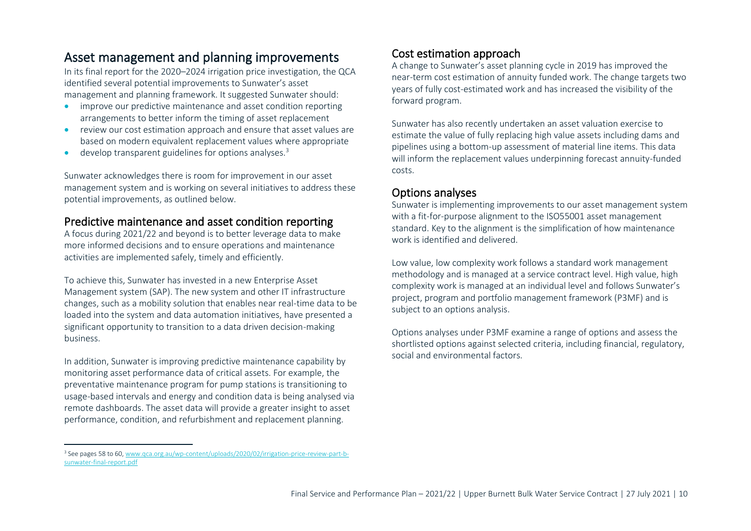## Asset management and planning improvements

In its final report for the 2020–2024 irrigation price investigation, the QCA identified several potential improvements to Sunwater's asset management and planning framework. It suggested Sunwater should:

- improve our predictive maintenance and asset condition reporting arrangements to better inform the timing of asset replacement
- review our cost estimation approach and ensure that asset values are based on modern equivalent replacement values where appropriate
- develop transparent guidelines for options analyses.[3]

Sunwater acknowledges there is room for improvement in our asset management system and is working on several initiatives to address these potential improvements, as outlined below.

### Predictive maintenance and asset condition reporting

A focus during 2021/22 and beyond is to better leverage data to make more informed decisions and to ensure operations and maintenance activities are implemented safely, timely and efficiently.

To achieve this, Sunwater has invested in a new Enterprise Asset Management system (SAP). The new system and other IT infrastructure changes, such as a mobility solution that enables near real-time data to be loaded into the system and data automation initiatives, have presented a significant opportunity to transition to a data driven decision-making business.

In addition, Sunwater is improving predictive maintenance capability by monitoring asset performance data of critical assets. For example, the preventative maintenance program for pump stations is transitioning to usage-based intervals and energy and condition data is being analysed via remote dashboards. The asset data will provide a greater insight to asset performance, condition, and refurbishment and replacement planning.

### Cost estimation approach

A change to Sunwater's asset planning cycle in 2019 has improved the near-term cost estimation of annuity funded work. The change targets two years of fully cost-estimated work and has increased the visibility of the forward program.

Sunwater has also recently undertaken an asset valuation exercise to estimate the value of fully replacing high value assets including dams and pipelines using a bottom-up assessment of material line items. This data will inform the replacement values underpinning forecast annuity-funded costs.

### Options analyses

Sunwater is implementing improvements to our asset management system with a fit-for-purpose alignment to the ISO55001 asset management standard. Key to the alignment is the simplification of how maintenance work is identified and delivered.

Low value, low complexity work follows a standard work management methodology and is managed at a service contract level. High value, high complexity work is managed at an individual level and follows Sunwater's project, program and portfolio management framework (P3MF) and is subject to an options analysis.

Options analyses under P3MF examine a range of options and assess the shortlisted options against selected criteria, including financial, regulatory, social and environmental factors.

---

[3] See pages 58 to 60, www.qca.org.au/wp-content/uploads/2020/02/irrigation-price-review-part-b-sunwater-final-report.pdf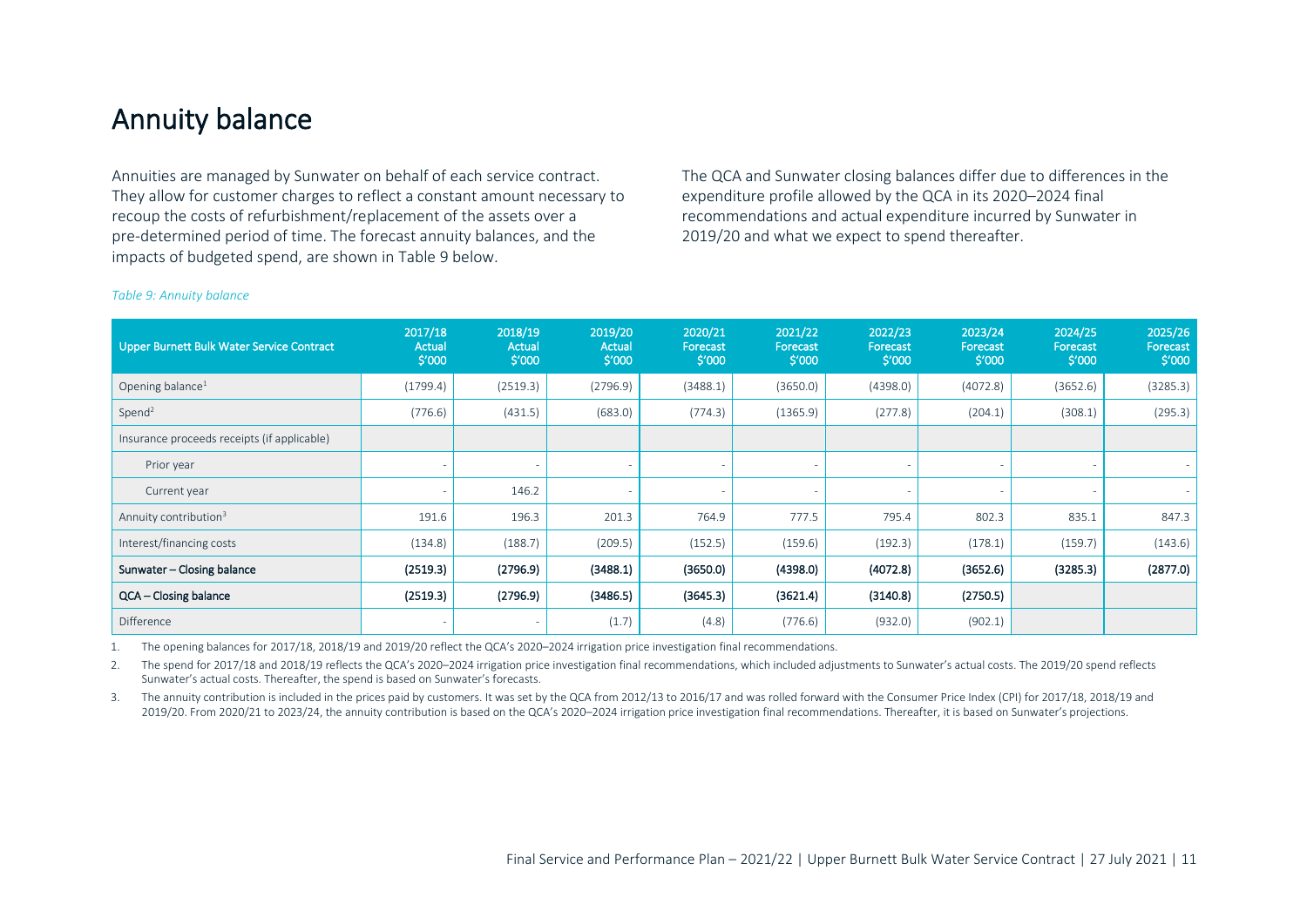# Annuity balance

Annuities are managed by Sunwater on behalf of each service contract. They allow for customer charges to reflect a constant amount necessary to recoup the costs of refurbishment/replacement of the assets over a pre-determined period of time. The forecast annuity balances, and the impacts of budgeted spend, are shown in Table 9 below.

The QCA and Sunwater closing balances differ due to differences in the expenditure profile allowed by the QCA in its 2020–2024 final recommendations and actual expenditure incurred by Sunwater in 2019/20 and what we expect to spend thereafter.

*Table 9: Annuity balance*

| Upper Burnett Bulk Water Service Contract | 2017/18 Actual $'000 | 2018/19 Actual $'000 | 2019/20 Actual $'000 | 2020/21 Forecast $'000 | 2021/22 Forecast $'000 | 2022/23 Forecast $'000 | 2023/24 Forecast $'000 | 2024/25 Forecast $'000 | 2025/26 Forecast $'000 |
|---|---|---|---|---|---|---|---|---|---|
| Opening balance[1] | (1799.4) | (2519.3) | (2796.9) | (3488.1) | (3650.0) | (4398.0) | (4072.8) | (3652.6) | (3285.3) |
| Spend[2] | (776.6) | (431.5) | (683.0) | (774.3) | (1365.9) | (277.8) | (204.1) | (308.1) | (295.3) |
| Insurance proceeds receipts (if applicable) | | | | | | | | | |
| Prior year | - | - | - | - | - | - | - | - | - |
| Current year | - | 146.2 | - | - | - | - | - | - | - |
| Annuity contribution[3] | 191.6 | 196.3 | 201.3 | 764.9 | 777.5 | 795.4 | 802.3 | 835.1 | 847.3 |
| Interest/financing costs | (134.8) | (188.7) | (209.5) | (152.5) | (159.6) | (192.3) | (178.1) | (159.7) | (143.6) |
| **Sunwater – Closing balance** | **(2519.3)** | **(2796.9)** | **(3488.1)** | **(3650.0)** | **(4398.0)** | **(4072.8)** | **(3652.6)** | **(3285.3)** | **(2877.0)** |
| **QCA – Closing balance** | **(2519.3)** | **(2796.9)** | **(3486.5)** | **(3645.3)** | **(3621.4)** | **(3140.8)** | **(2750.5)** | | |
| Difference | - | - | (1.7) | (4.8) | (776.6) | (932.0) | (902.1) | | |

1. The opening balances for 2017/18, 2018/19 and 2019/20 reflect the QCA's 2020–2024 irrigation price investigation final recommendations.
2. The spend for 2017/18 and 2018/19 reflects the QCA's 2020–2024 irrigation price investigation final recommendations, which included adjustments to Sunwater's actual costs. The 2019/20 spend reflects Sunwater's actual costs. Thereafter, the spend is based on Sunwater's forecasts.
3. The annuity contribution is included in the prices paid by customers. It was set by the QCA from 2012/13 to 2016/17 and was rolled forward with the Consumer Price Index (CPI) for 2017/18, 2018/19 and 2019/20. From 2020/21 to 2023/24, the annuity contribution is based on the QCA's 2020–2024 irrigation price investigation final recommendations. Thereafter, it is based on Sunwater's projections.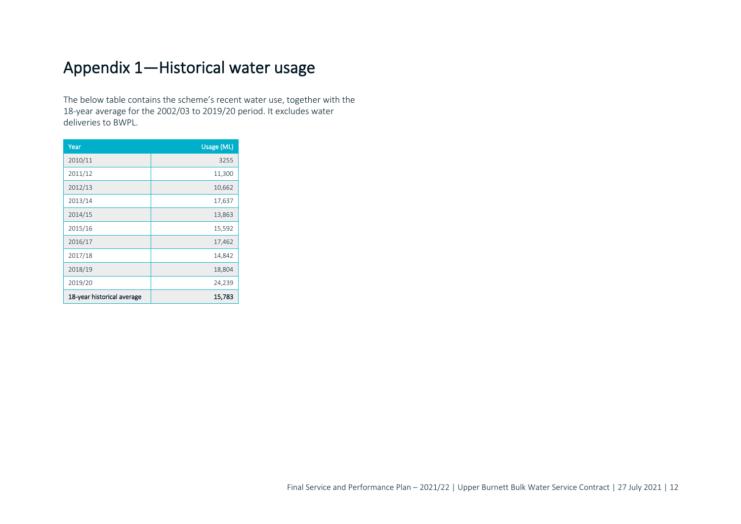# Appendix 1—Historical water usage

The below table contains the scheme's recent water use, together with the 18-year average for the 2002/03 to 2019/20 period. It excludes water deliveries to BWPL.

| Year | Usage (ML) |
|---|---:|
| 2010/11 | 3255 |
| 2011/12 | 11,300 |
| 2012/13 | 10,662 |
| 2013/14 | 17,637 |
| 2014/15 | 13,863 |
| 2015/16 | 15,592 |
| 2016/17 | 17,462 |
| 2017/18 | 14,842 |
| 2018/19 | 18,804 |
| 2019/20 | 24,239 |
| **18-year historical average** | **15,783** |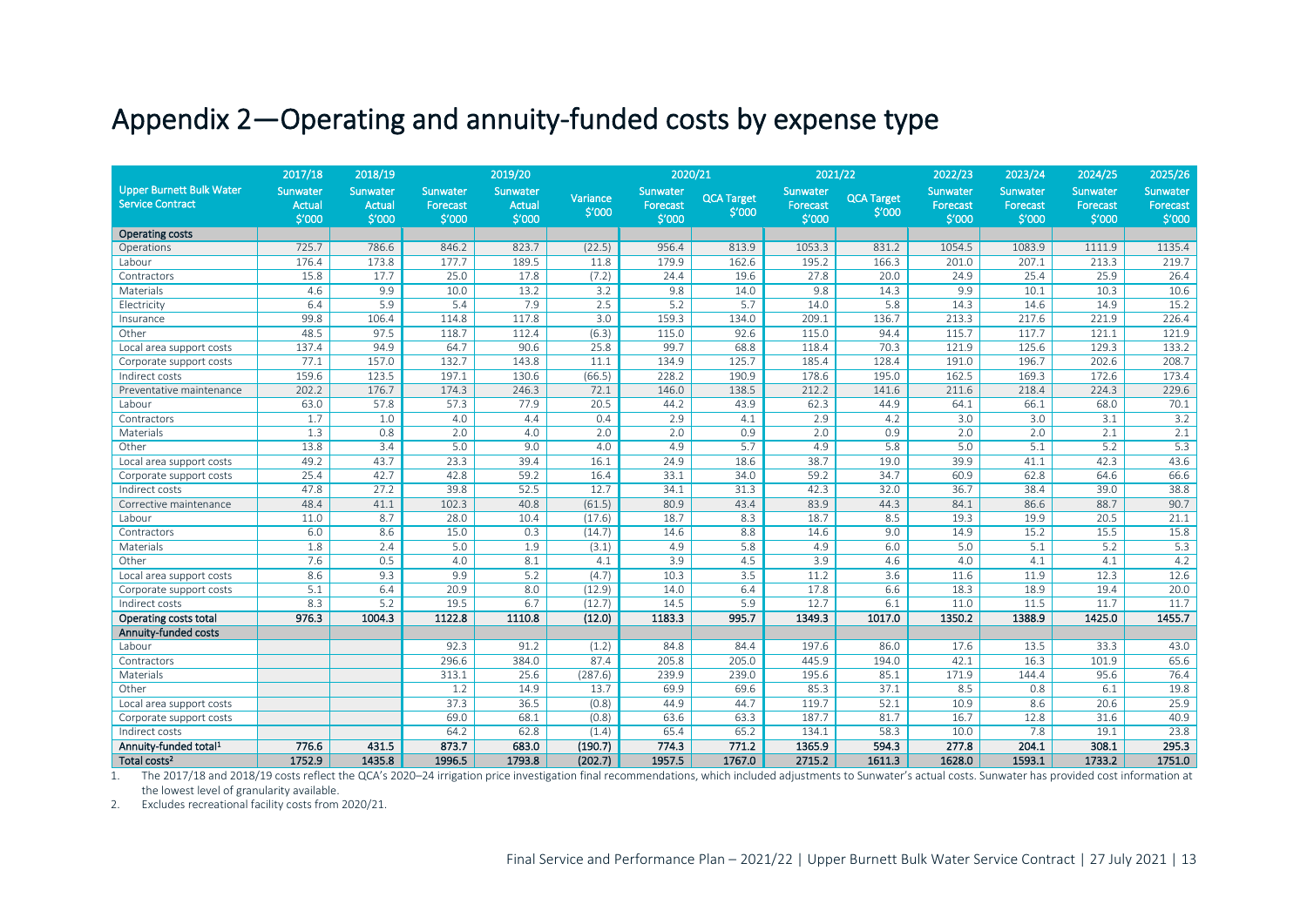# Appendix 2—Operating and annuity-funded costs by expense type

| Upper Burnett Bulk Water Service Contract | 2017/18 | 2018/19 | 2019/20 | | | 2020/21 | | 2021/22 | | 2022/23 | 2023/24 | 2024/25 | 2025/26 |
|---|---|---|---|---|---|---|---|---|---|---|---|---|---|
| | Sunwater Actual $'000 | Sunwater Actual $'000 | Sunwater Forecast $'000 | Sunwater Actual $'000 | Variance $'000 | Sunwater Forecast $'000 | QCA Target $'000 | Sunwater Forecast $'000 | QCA Target $'000 | Sunwater Forecast $'000 | Sunwater Forecast $'000 | Sunwater Forecast $'000 | Sunwater Forecast $'000 |
| **Operating costs** | | | | | | | | | | | | | |
| Operations | 725.7 | 786.6 | 846.2 | 823.7 | (22.5) | 956.4 | 813.9 | 1053.3 | 831.2 | 1054.5 | 1083.9 | 1111.9 | 1135.4 |
| Labour | 176.4 | 173.8 | 177.7 | 189.5 | 11.8 | 179.9 | 162.6 | 195.2 | 166.3 | 201.0 | 207.1 | 213.3 | 219.7 |
| Contractors | 15.8 | 17.7 | 25.0 | 17.8 | (7.2) | 24.4 | 19.6 | 27.8 | 20.0 | 24.9 | 25.4 | 25.9 | 26.4 |
| Materials | 4.6 | 9.9 | 10.0 | 13.2 | 3.2 | 9.8 | 14.0 | 9.8 | 14.3 | 9.9 | 10.1 | 10.3 | 10.6 |
| Electricity | 6.4 | 5.9 | 5.4 | 7.9 | 2.5 | 5.2 | 5.7 | 14.0 | 5.8 | 14.3 | 14.6 | 14.9 | 15.2 |
| Insurance | 99.8 | 106.4 | 114.8 | 117.8 | 3.0 | 159.3 | 134.0 | 209.1 | 136.7 | 213.3 | 217.6 | 221.9 | 226.4 |
| Other | 48.5 | 97.5 | 118.7 | 112.4 | (6.3) | 115.0 | 92.6 | 115.0 | 94.4 | 115.7 | 117.7 | 121.1 | 121.9 |
| Local area support costs | 137.4 | 94.9 | 64.7 | 90.6 | 25.8 | 99.7 | 68.8 | 118.4 | 70.3 | 121.9 | 125.6 | 129.3 | 133.2 |
| Corporate support costs | 77.1 | 157.0 | 132.7 | 143.8 | 11.1 | 134.9 | 125.7 | 185.4 | 128.4 | 191.0 | 196.7 | 202.6 | 208.7 |
| Indirect costs | 159.6 | 123.5 | 197.1 | 130.6 | (66.5) | 228.2 | 190.9 | 178.6 | 195.0 | 162.5 | 169.3 | 172.6 | 173.4 |
| Preventative maintenance | 202.2 | 176.7 | 174.3 | 246.3 | 72.1 | 146.0 | 138.5 | 212.2 | 141.6 | 211.6 | 218.4 | 224.3 | 229.6 |
| Labour | 63.0 | 57.8 | 57.3 | 77.9 | 20.5 | 44.2 | 43.9 | 62.3 | 44.9 | 64.1 | 66.1 | 68.0 | 70.1 |
| Contractors | 1.7 | 1.0 | 4.0 | 4.4 | 0.4 | 2.9 | 4.1 | 2.9 | 4.2 | 3.0 | 3.0 | 3.1 | 3.2 |
| Materials | 1.3 | 0.8 | 2.0 | 4.0 | 2.0 | 2.0 | 0.9 | 2.0 | 0.9 | 2.0 | 2.0 | 2.1 | 2.1 |
| Other | 13.8 | 3.4 | 5.0 | 9.0 | 4.0 | 4.9 | 5.7 | 4.9 | 5.8 | 5.0 | 5.1 | 5.2 | 5.3 |
| Local area support costs | 49.2 | 43.7 | 23.3 | 39.4 | 16.1 | 24.9 | 18.6 | 38.7 | 19.0 | 39.9 | 41.1 | 42.3 | 43.6 |
| Corporate support costs | 25.4 | 42.7 | 42.8 | 59.2 | 16.4 | 33.1 | 34.0 | 59.2 | 34.7 | 60.9 | 62.8 | 64.6 | 66.6 |
| Indirect costs | 47.8 | 27.2 | 39.8 | 52.5 | 12.7 | 34.1 | 31.3 | 42.3 | 32.0 | 36.7 | 38.4 | 39.0 | 38.8 |
| Corrective maintenance | 48.4 | 41.1 | 102.3 | 40.8 | (61.5) | 80.9 | 43.4 | 83.9 | 44.3 | 84.1 | 86.6 | 88.7 | 90.7 |
| Labour | 11.0 | 8.7 | 28.0 | 10.4 | (17.6) | 18.7 | 8.3 | 18.7 | 8.5 | 19.3 | 19.9 | 20.5 | 21.1 |
| Contractors | 6.0 | 8.6 | 15.0 | 0.3 | (14.7) | 14.6 | 8.8 | 14.6 | 9.0 | 14.9 | 15.2 | 15.5 | 15.8 |
| Materials | 1.8 | 2.4 | 5.0 | 1.9 | (3.1) | 4.9 | 5.8 | 4.9 | 6.0 | 5.0 | 5.1 | 5.2 | 5.3 |
| Other | 7.6 | 0.5 | 4.0 | 8.1 | 4.1 | 3.9 | 4.5 | 3.9 | 4.6 | 4.0 | 4.1 | 4.1 | 4.2 |
| Local area support costs | 8.6 | 9.3 | 9.9 | 5.2 | (4.7) | 10.3 | 3.5 | 11.2 | 3.6 | 11.6 | 11.9 | 12.3 | 12.6 |
| Corporate support costs | 5.1 | 6.4 | 20.9 | 8.0 | (12.9) | 14.0 | 6.4 | 17.8 | 6.6 | 18.3 | 18.9 | 19.4 | 20.0 |
| Indirect costs | 8.3 | 5.2 | 19.5 | 6.7 | (12.7) | 14.5 | 5.9 | 12.7 | 6.1 | 11.0 | 11.5 | 11.7 | 11.7 |
| **Operating costs total** | **976.3** | **1004.3** | **1122.8** | **1110.8** | **(12.0)** | **1183.3** | **995.7** | **1349.3** | **1017.0** | **1350.2** | **1388.9** | **1425.0** | **1455.7** |
| **Annuity-funded costs** | | | | | | | | | | | | | |
| Labour | | | 92.3 | 91.2 | (1.2) | 84.8 | 84.4 | 197.6 | 86.0 | 17.6 | 13.5 | 33.3 | 43.0 |
| Contractors | | | 296.6 | 384.0 | 87.4 | 205.8 | 205.0 | 445.9 | 194.0 | 42.1 | 16.3 | 101.9 | 65.6 |
| Materials | | | 313.1 | 25.6 | (287.6) | 239.9 | 239.0 | 195.6 | 85.1 | 171.9 | 144.4 | 95.6 | 76.4 |
| Other | | | 1.2 | 14.9 | 13.7 | 69.9 | 69.6 | 85.3 | 37.1 | 8.5 | 0.8 | 6.1 | 19.8 |
| Local area support costs | | | 37.3 | 36.5 | (0.8) | 44.9 | 44.7 | 119.7 | 52.1 | 10.9 | 8.6 | 20.6 | 25.9 |
| Corporate support costs | | | 69.0 | 68.1 | (0.8) | 63.6 | 63.3 | 187.7 | 81.7 | 16.7 | 12.8 | 31.6 | 40.9 |
| Indirect costs | | | 64.2 | 62.8 | (1.4) | 65.4 | 65.2 | 134.1 | 58.3 | 10.0 | 7.8 | 19.1 | 23.8 |
| **Annuity-funded total[1]** | **776.6** | **431.5** | **873.7** | **683.0** | **(190.7)** | **774.3** | **771.2** | **1365.9** | **594.3** | **277.8** | **204.1** | **308.1** | **295.3** |
| **Total costs[2]** | **1752.9** | **1435.8** | **1996.5** | **1793.8** | **(202.7)** | **1957.5** | **1767.0** | **2715.2** | **1611.3** | **1628.0** | **1593.1** | **1733.2** | **1751.0** |

1. The 2017/18 and 2018/19 costs reflect the QCA's 2020–24 irrigation price investigation final recommendations, which included adjustments to Sunwater's actual costs. Sunwater has provided cost information at the lowest level of granularity available.
2. Excludes recreational facility costs from 2020/21.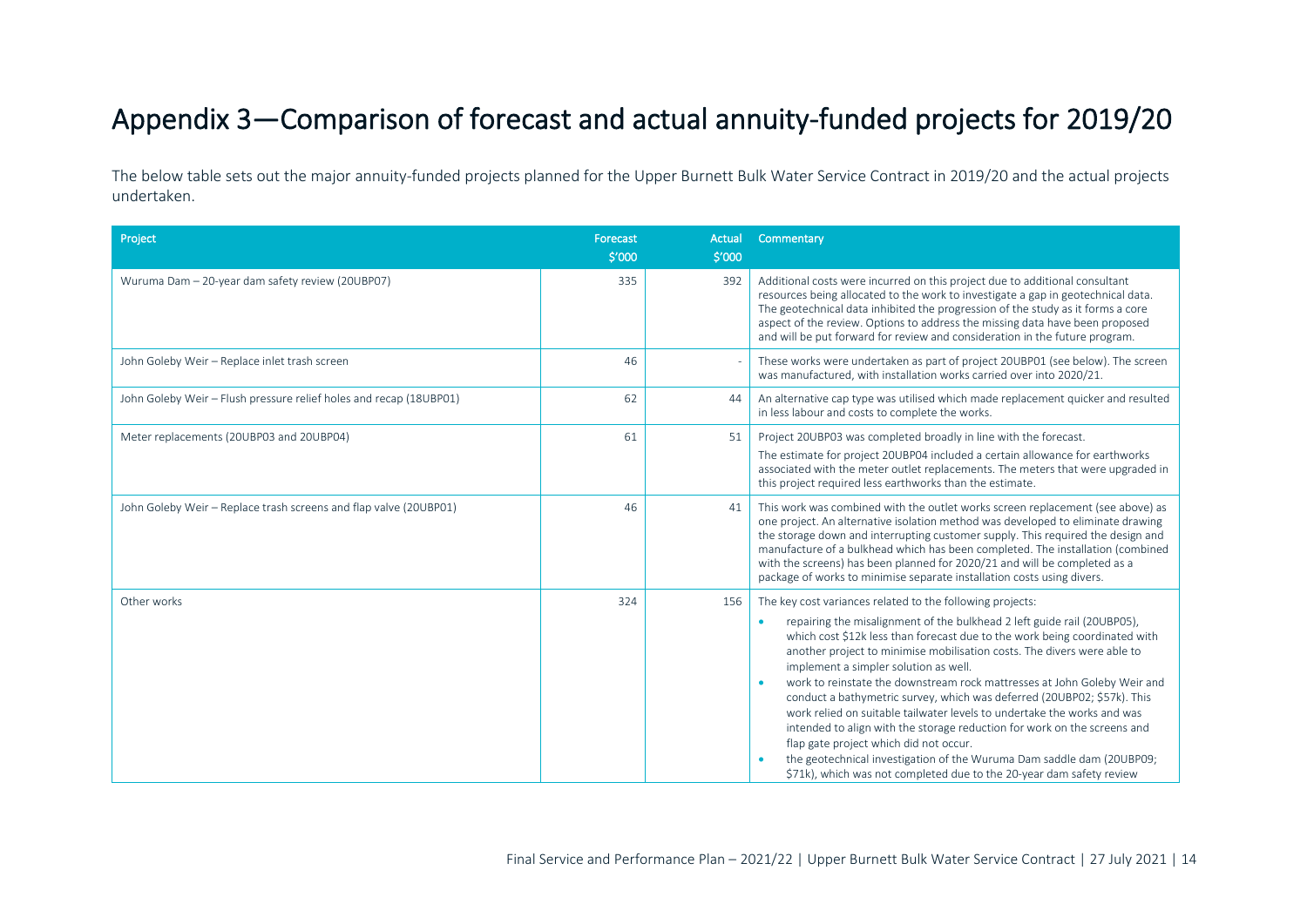# Appendix 3—Comparison of forecast and actual annuity-funded projects for 2019/20

The below table sets out the major annuity-funded projects planned for the Upper Burnett Bulk Water Service Contract in 2019/20 and the actual projects undertaken.

| Project | Forecast $'000 | Actual $'000 | Commentary |
|---|---|---|---|
| Wuruma Dam – 20-year dam safety review (20UBP07) | 335 | 392 | Additional costs were incurred on this project due to additional consultant resources being allocated to the work to investigate a gap in geotechnical data. The geotechnical data inhibited the progression of the study as it forms a core aspect of the review. Options to address the missing data have been proposed and will be put forward for review and consideration in the future program. |
| John Goleby Weir – Replace inlet trash screen | 46 | - | These works were undertaken as part of project 20UBP01 (see below). The screen was manufactured, with installation works carried over into 2020/21. |
| John Goleby Weir – Flush pressure relief holes and recap (18UBP01) | 62 | 44 | An alternative cap type was utilised which made replacement quicker and resulted in less labour and costs to complete the works. |
| Meter replacements (20UBP03 and 20UBP04) | 61 | 51 | Project 20UBP03 was completed broadly in line with the forecast.<br>The estimate for project 20UBP04 included a certain allowance for earthworks associated with the meter outlet replacements. The meters that were upgraded in this project required less earthworks than the estimate. |
| John Goleby Weir – Replace trash screens and flap valve (20UBP01) | 46 | 41 | This work was combined with the outlet works screen replacement (see above) as one project. An alternative isolation method was developed to eliminate drawing the storage down and interrupting customer supply. This required the design and manufacture of a bulkhead which has been completed. The installation (combined with the screens) has been planned for 2020/21 and will be completed as a package of works to minimise separate installation costs using divers. |
| Other works | 324 | 156 | The key cost variances related to the following projects:<br>• repairing the misalignment of the bulkhead 2 left guide rail (20UBP05), which cost $12k less than forecast due to the work being coordinated with another project to minimise mobilisation costs. The divers were able to implement a simpler solution as well.<br>• work to reinstate the downstream rock mattresses at John Goleby Weir and conduct a bathymetric survey, which was deferred (20UBP02; $57k). This work relied on suitable tailwater levels to undertake the works and was intended to align with the storage reduction for work on the screens and flap gate project which did not occur.<br>• the geotechnical investigation of the Wuruma Dam saddle dam (20UBP09; $71k), which was not completed due to the 20-year dam safety review |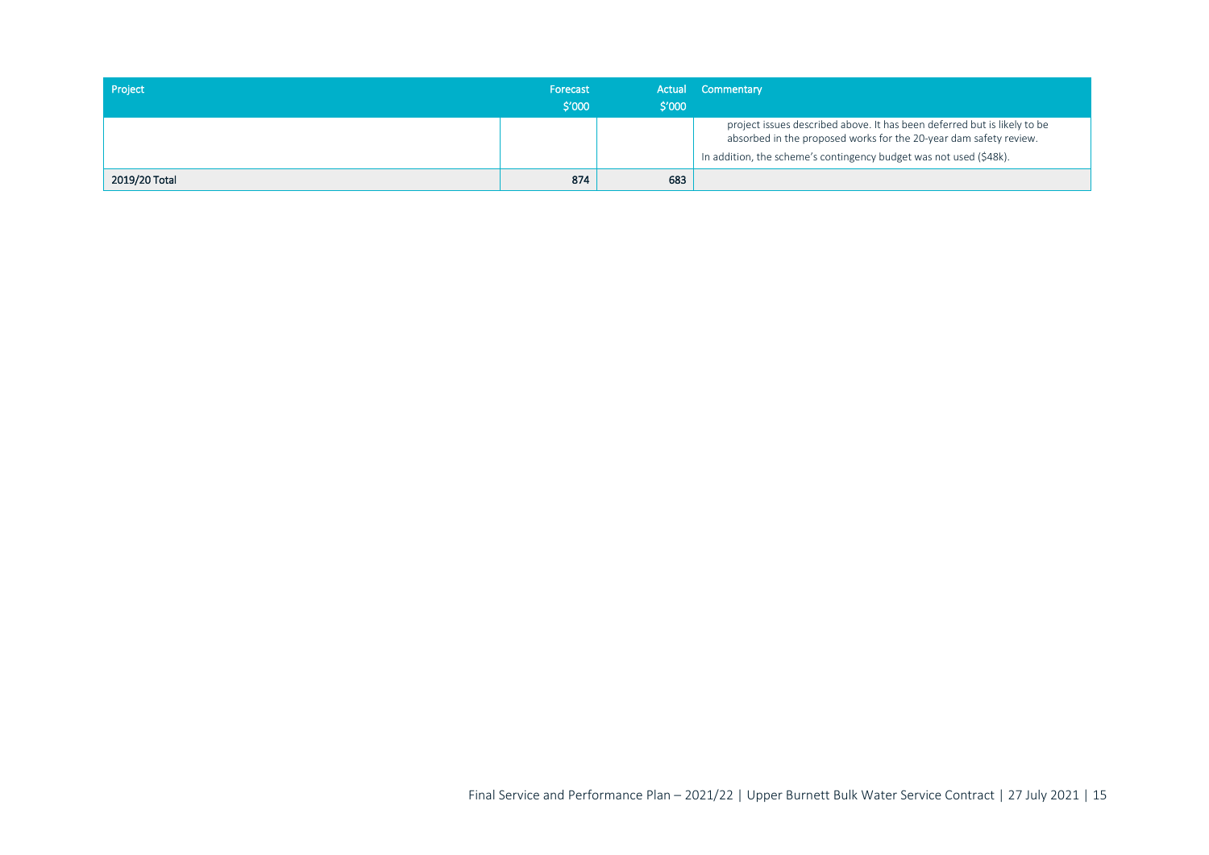| Project | Forecast $'000 | Actual $'000 | Commentary |
| --- | --- | --- | --- |
| | | | project issues described above. It has been deferred but is likely to be absorbed in the proposed works for the 20-year dam safety review.<br>In addition, the scheme's contingency budget was not used ($48k). |
| **2019/20 Total** | **874** | **683** | |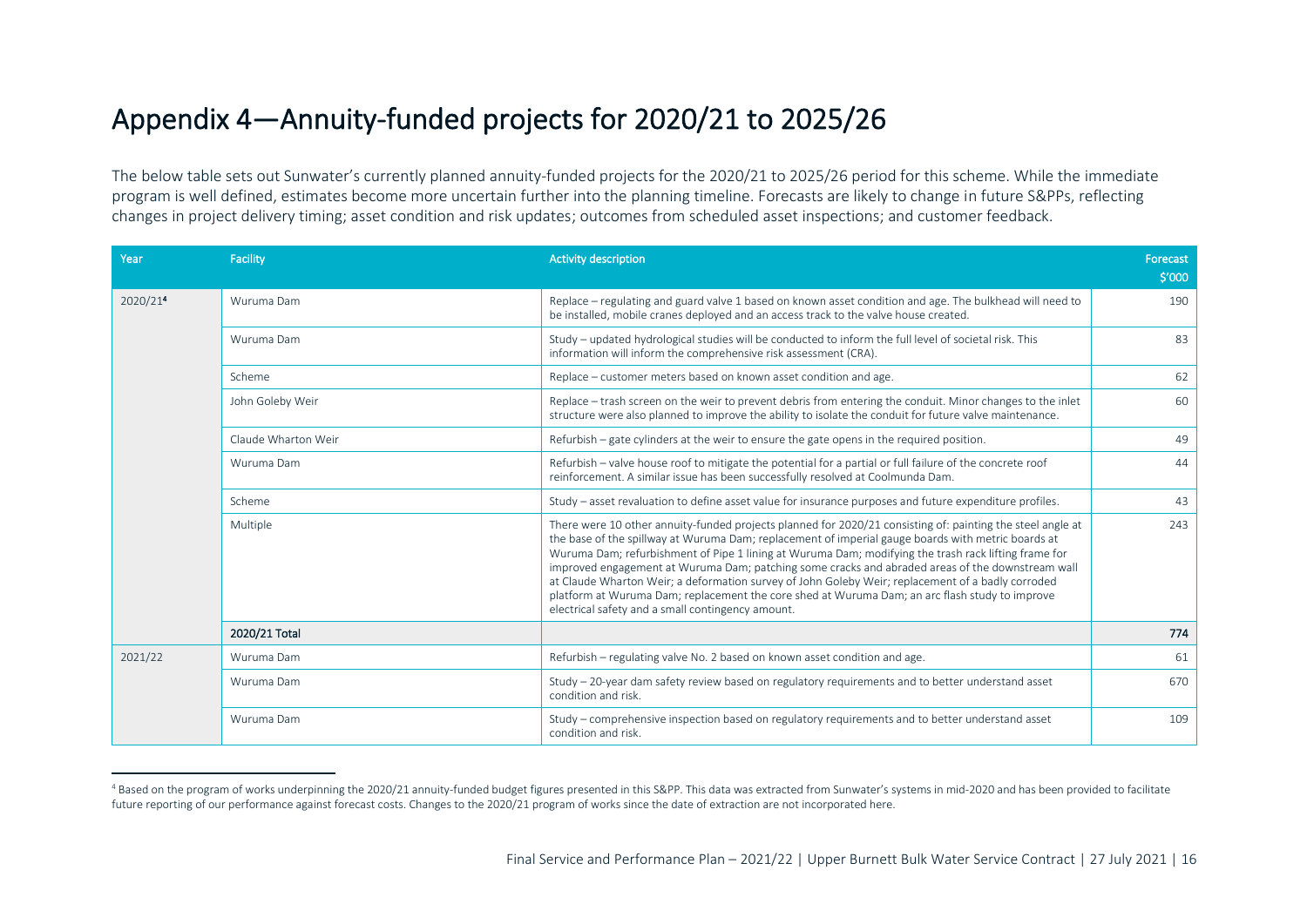# Appendix 4—Annuity-funded projects for 2020/21 to 2025/26

The below table sets out Sunwater's currently planned annuity-funded projects for the 2020/21 to 2025/26 period for this scheme. While the immediate program is well defined, estimates become more uncertain further into the planning timeline. Forecasts are likely to change in future S&PPs, reflecting changes in project delivery timing; asset condition and risk updates; outcomes from scheduled asset inspections; and customer feedback.

| Year | Facility | Activity description | Forecast $'000 |
|---|---|---|---|
| 2020/21[4] | Wuruma Dam | Replace – regulating and guard valve 1 based on known asset condition and age. The bulkhead will need to be installed, mobile cranes deployed and an access track to the valve house created. | 190 |
| | Wuruma Dam | Study – updated hydrological studies will be conducted to inform the full level of societal risk. This information will inform the comprehensive risk assessment (CRA). | 83 |
| | Scheme | Replace – customer meters based on known asset condition and age. | 62 |
| | John Goleby Weir | Replace – trash screen on the weir to prevent debris from entering the conduit. Minor changes to the inlet structure were also planned to improve the ability to isolate the conduit for future valve maintenance. | 60 |
| | Claude Wharton Weir | Refurbish – gate cylinders at the weir to ensure the gate opens in the required position. | 49 |
| | Wuruma Dam | Refurbish – valve house roof to mitigate the potential for a partial or full failure of the concrete roof reinforcement. A similar issue has been successfully resolved at Coolmunda Dam. | 44 |
| | Scheme | Study – asset revaluation to define asset value for insurance purposes and future expenditure profiles. | 43 |
| | Multiple | There were 10 other annuity-funded projects planned for 2020/21 consisting of: painting the steel angle at the base of the spillway at Wuruma Dam; replacement of imperial gauge boards with metric boards at Wuruma Dam; refurbishment of Pipe 1 lining at Wuruma Dam; modifying the trash rack lifting frame for improved engagement at Wuruma Dam; patching some cracks and abraded areas of the downstream wall at Claude Wharton Weir; a deformation survey of John Goleby Weir; replacement of a badly corroded platform at Wuruma Dam; replacement the core shed at Wuruma Dam; an arc flash study to improve electrical safety and a small contingency amount. | 243 |
| | **2020/21 Total** | | **774** |
| 2021/22 | Wuruma Dam | Refurbish – regulating valve No. 2 based on known asset condition and age. | 61 |
| | Wuruma Dam | Study – 20-year dam safety review based on regulatory requirements and to better understand asset condition and risk. | 670 |
| | Wuruma Dam | Study – comprehensive inspection based on regulatory requirements and to better understand asset condition and risk. | 109 |

[4] Based on the program of works underpinning the 2020/21 annuity-funded budget figures presented in this S&PP. This data was extracted from Sunwater's systems in mid-2020 and has been provided to facilitate future reporting of our performance against forecast costs. Changes to the 2020/21 program of works since the date of extraction are not incorporated here.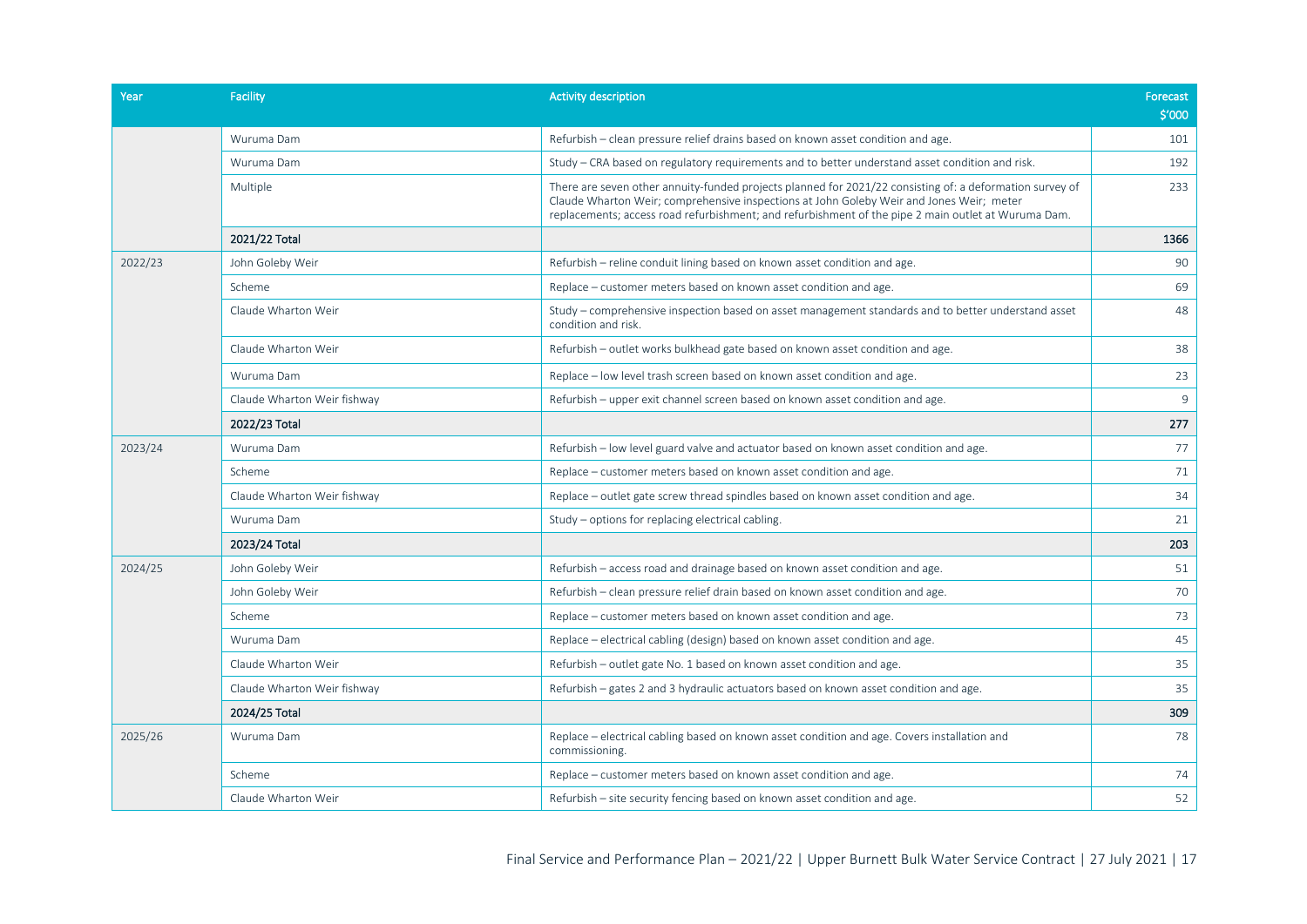| Year | Facility | Activity description | Forecast $'000 |
|---|---|---|---|
| | Wuruma Dam | Refurbish – clean pressure relief drains based on known asset condition and age. | 101 |
| | Wuruma Dam | Study – CRA based on regulatory requirements and to better understand asset condition and risk. | 192 |
| | Multiple | There are seven other annuity-funded projects planned for 2021/22 consisting of: a deformation survey of Claude Wharton Weir; comprehensive inspections at John Goleby Weir and Jones Weir; meter replacements; access road refurbishment; and refurbishment of the pipe 2 main outlet at Wuruma Dam. | 233 |
| | **2021/22 Total** | | **1366** |
| 2022/23 | John Goleby Weir | Refurbish – reline conduit lining based on known asset condition and age. | 90 |
| | Scheme | Replace – customer meters based on known asset condition and age. | 69 |
| | Claude Wharton Weir | Study – comprehensive inspection based on asset management standards and to better understand asset condition and risk. | 48 |
| | Claude Wharton Weir | Refurbish – outlet works bulkhead gate based on known asset condition and age. | 38 |
| | Wuruma Dam | Replace – low level trash screen based on known asset condition and age. | 23 |
| | Claude Wharton Weir fishway | Refurbish – upper exit channel screen based on known asset condition and age. | 9 |
| | **2022/23 Total** | | **277** |
| 2023/24 | Wuruma Dam | Refurbish – low level guard valve and actuator based on known asset condition and age. | 77 |
| | Scheme | Replace – customer meters based on known asset condition and age. | 71 |
| | Claude Wharton Weir fishway | Replace – outlet gate screw thread spindles based on known asset condition and age. | 34 |
| | Wuruma Dam | Study – options for replacing electrical cabling. | 21 |
| | **2023/24 Total** | | **203** |
| 2024/25 | John Goleby Weir | Refurbish – access road and drainage based on known asset condition and age. | 51 |
| | John Goleby Weir | Refurbish – clean pressure relief drain based on known asset condition and age. | 70 |
| | Scheme | Replace – customer meters based on known asset condition and age. | 73 |
| | Wuruma Dam | Replace – electrical cabling (design) based on known asset condition and age. | 45 |
| | Claude Wharton Weir | Refurbish – outlet gate No. 1 based on known asset condition and age. | 35 |
| | Claude Wharton Weir fishway | Refurbish – gates 2 and 3 hydraulic actuators based on known asset condition and age. | 35 |
| | **2024/25 Total** | | **309** |
| 2025/26 | Wuruma Dam | Replace – electrical cabling based on known asset condition and age. Covers installation and commissioning. | 78 |
| | Scheme | Replace – customer meters based on known asset condition and age. | 74 |
| | Claude Wharton Weir | Refurbish – site security fencing based on known asset condition and age. | 52 |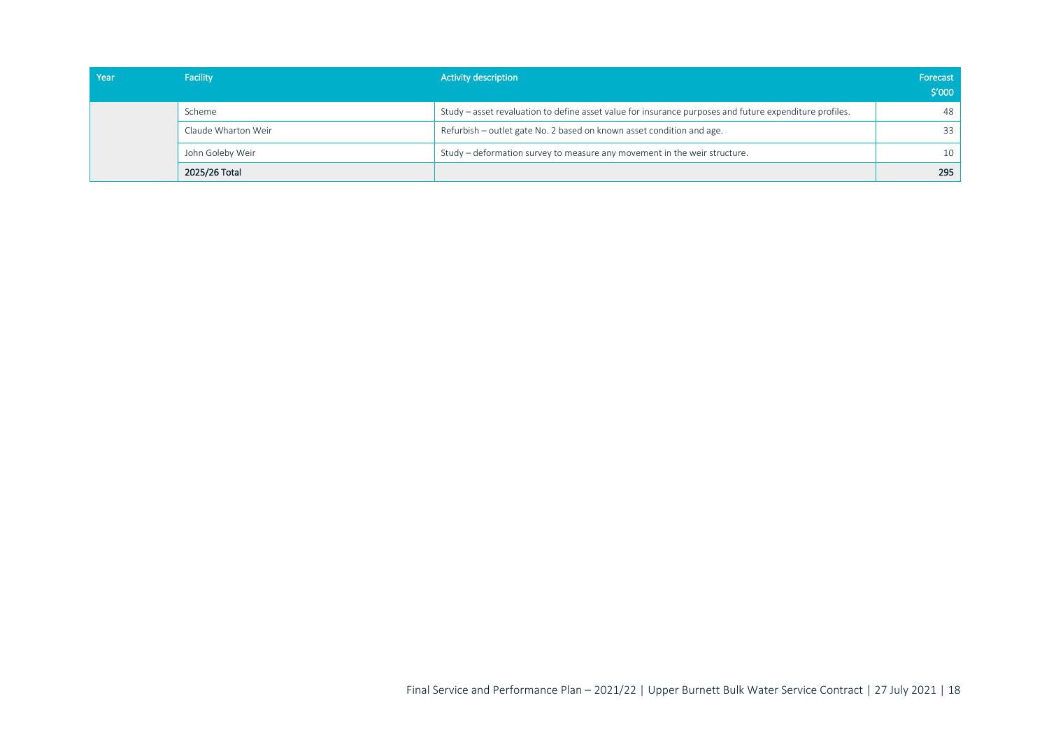| Year | Facility | Activity description | Forecast $'000 |
|---|---|---|---|
| | Scheme | Study – asset revaluation to define asset value for insurance purposes and future expenditure profiles. | 48 |
| | Claude Wharton Weir | Refurbish – outlet gate No. 2 based on known asset condition and age. | 33 |
| | John Goleby Weir | Study – deformation survey to measure any movement in the weir structure. | 10 |
| | **2025/26 Total** | | **295** |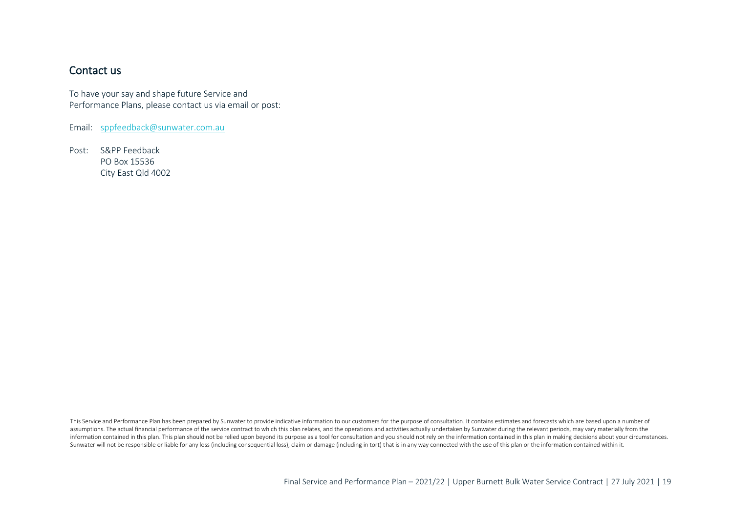## Contact us

To have your say and shape future Service and Performance Plans, please contact us via email or post:

Email: sppfeedback@sunwater.com.au

Post: S&PP Feedback  
PO Box 15536  
City East Qld 4002

This Service and Performance Plan has been prepared by Sunwater to provide indicative information to our customers for the purpose of consultation. It contains estimates and forecasts which are based upon a number of assumptions. The actual financial performance of the service contract to which this plan relates, and the operations and activities actually undertaken by Sunwater during the relevant periods, may vary materially from the information contained in this plan. This plan should not be relied upon beyond its purpose as a tool for consultation and you should not rely on the information contained in this plan in making decisions about your circumstances. Sunwater will not be responsible or liable for any loss (including consequential loss), claim or damage (including in tort) that is in any way connected with the use of this plan or the information contained within it.